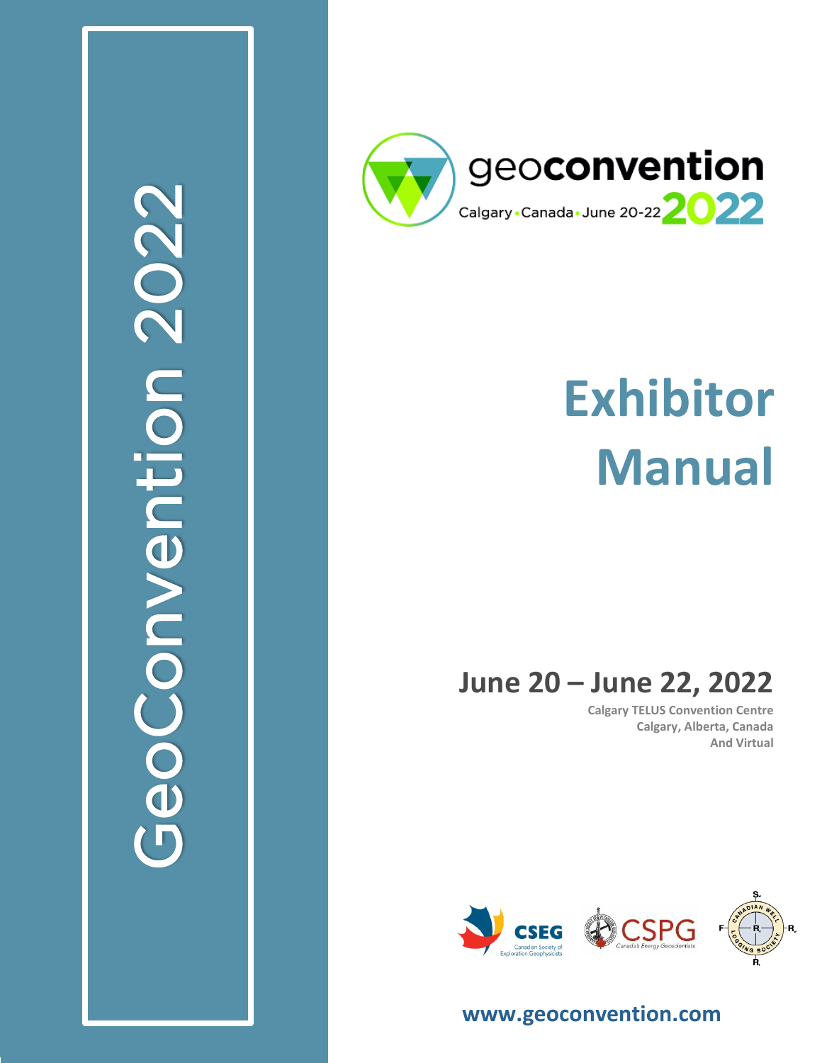GeoConvention 2022

geoconvention
Calgary • Canada • June 20-22 2022

# Exhibitor Manual

## June 20 – June 22, 2022

**Calgary TELUS Convention Centre**
**Calgary, Alberta, Canada**
**And Virtual**

CSEG Canadian Society of Exploration Geophysicists

CSPG Canada's Energy Geoscientists

Canadian Well Logging Society

**www.geoconvention.com**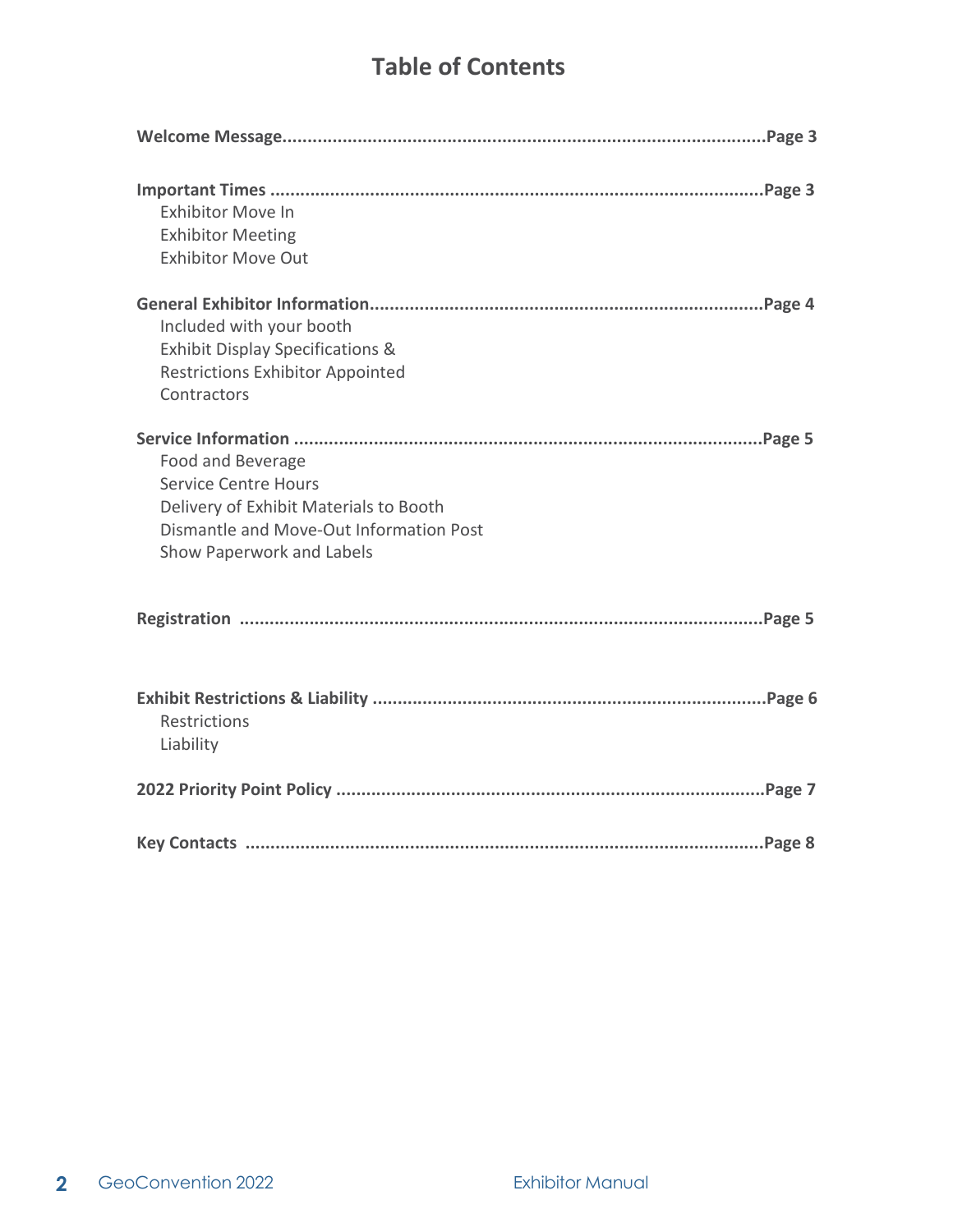# Table of Contents

**Welcome Message..................................................................................................Page 3**

**Important Times ..................................................................................................Page 3**

Exhibitor Move In
Exhibitor Meeting
Exhibitor Move Out

**General Exhibitor Information.............................................................................Page 4**

Included with your booth
Exhibit Display Specifications &
Restrictions Exhibitor Appointed
Contractors

**Service Information ............................................................................................Page 5**

Food and Beverage
Service Centre Hours
Delivery of Exhibit Materials to Booth
Dismantle and Move-Out Information Post
Show Paperwork and Labels

**Registration ........................................................................................................Page 5**

**Exhibit Restrictions & Liability ...........................................................................Page 6**

Restrictions
Liability

**2022 Priority Point Policy ...................................................................................Page 7**

**Key Contacts .......................................................................................................Page 8**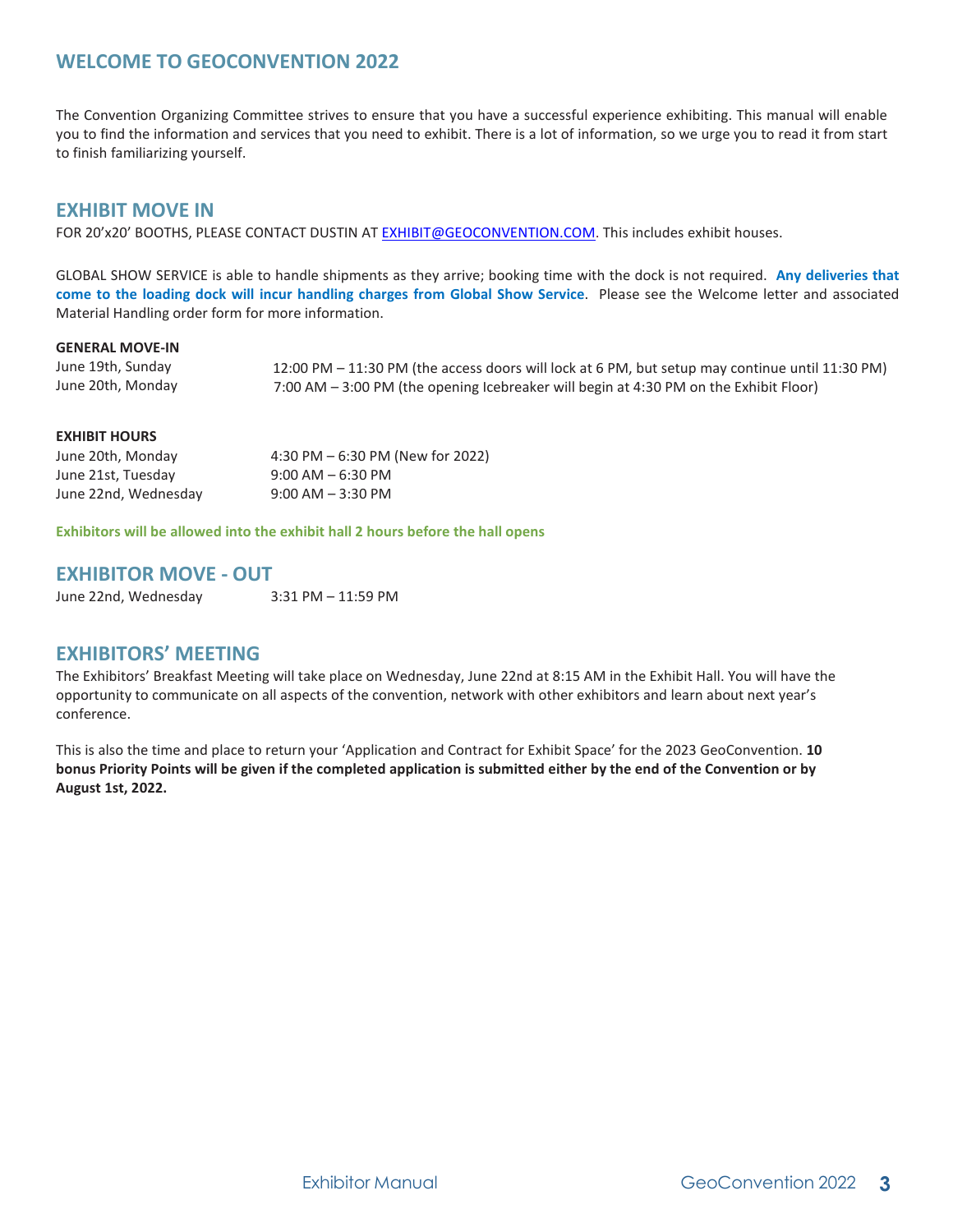## WELCOME TO GEOCONVENTION 2022

The Convention Organizing Committee strives to ensure that you have a successful experience exhibiting. This manual will enable you to find the information and services that you need to exhibit. There is a lot of information, so we urge you to read it from start to finish familiarizing yourself.

## EXHIBIT MOVE IN

FOR 20'x20' BOOTHS, PLEASE CONTACT DUSTIN AT EXHIBIT@GEOCONVENTION.COM. This includes exhibit houses.

GLOBAL SHOW SERVICE is able to handle shipments as they arrive; booking time with the dock is not required. **Any deliveries that come to the loading dock will incur handling charges from Global Show Service**. Please see the Welcome letter and associated Material Handling order form for more information.

**GENERAL MOVE-IN**

| | |
|---|---|
| June 19th, Sunday | 12:00 PM – 11:30 PM (the access doors will lock at 6 PM, but setup may continue until 11:30 PM) |
| June 20th, Monday | 7:00 AM – 3:00 PM (the opening Icebreaker will begin at 4:30 PM on the Exhibit Floor) |

**EXHIBIT HOURS**

| | |
|---|---|
| June 20th, Monday | 4:30 PM – 6:30 PM (New for 2022) |
| June 21st, Tuesday | 9:00 AM – 6:30 PM |
| June 22nd, Wednesday | 9:00 AM – 3:30 PM |

**Exhibitors will be allowed into the exhibit hall 2 hours before the hall opens**

## EXHIBITOR MOVE - OUT

| | |
|---|---|
| June 22nd, Wednesday | 3:31 PM – 11:59 PM |

## EXHIBITORS' MEETING

The Exhibitors' Breakfast Meeting will take place on Wednesday, June 22nd at 8:15 AM in the Exhibit Hall. You will have the opportunity to communicate on all aspects of the convention, network with other exhibitors and learn about next year's conference.

This is also the time and place to return your 'Application and Contract for Exhibit Space' for the 2023 GeoConvention. **10 bonus Priority Points will be given if the completed application is submitted either by the end of the Convention or by August 1st, 2022.**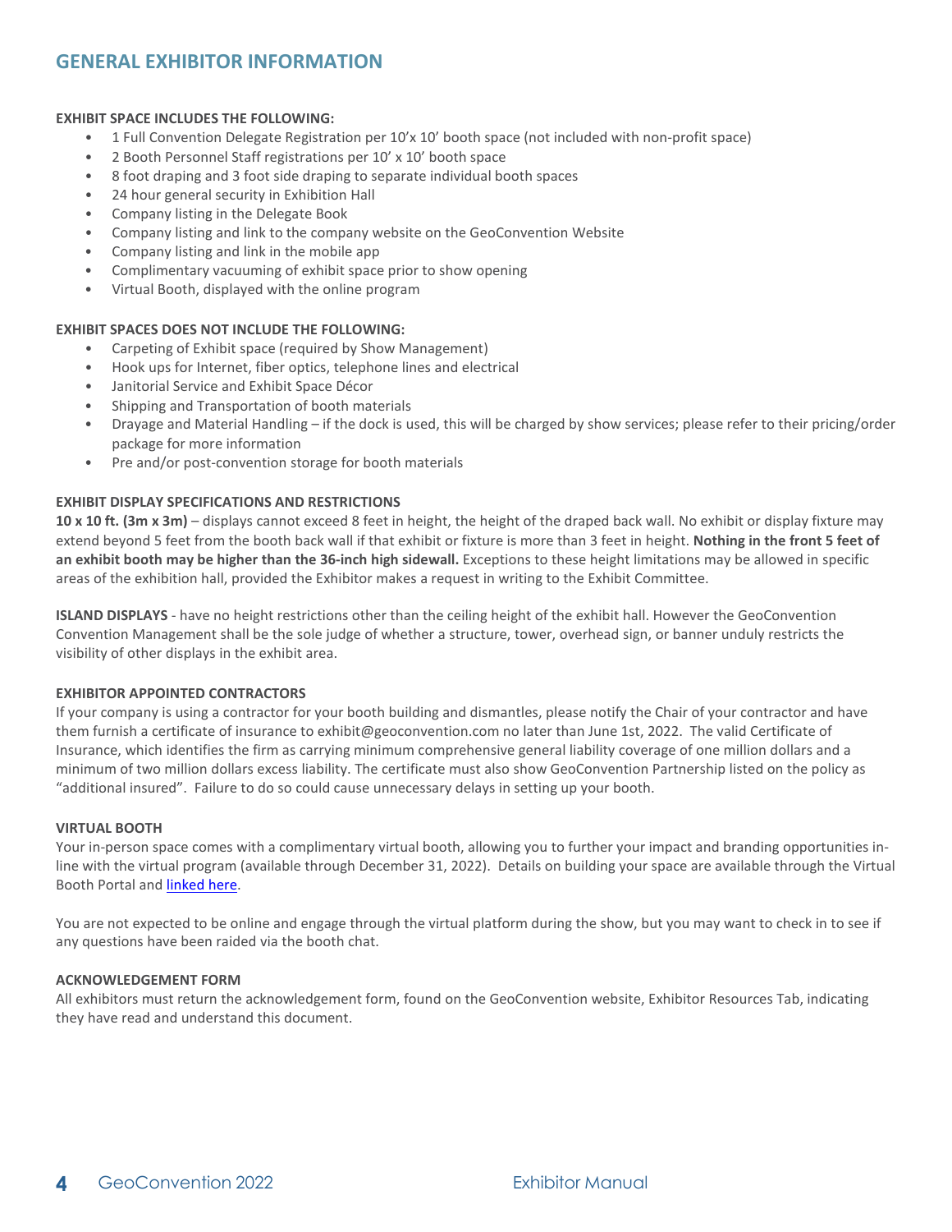# GENERAL EXHIBITOR INFORMATION

**EXHIBIT SPACE INCLUDES THE FOLLOWING:**

- 1 Full Convention Delegate Registration per 10'x 10' booth space (not included with non-profit space)
- 2 Booth Personnel Staff registrations per 10' x 10' booth space
- 8 foot draping and 3 foot side draping to separate individual booth spaces
- 24 hour general security in Exhibition Hall
- Company listing in the Delegate Book
- Company listing and link to the company website on the GeoConvention Website
- Company listing and link in the mobile app
- Complimentary vacuuming of exhibit space prior to show opening
- Virtual Booth, displayed with the online program

**EXHIBIT SPACES DOES NOT INCLUDE THE FOLLOWING:**

- Carpeting of Exhibit space (required by Show Management)
- Hook ups for Internet, fiber optics, telephone lines and electrical
- Janitorial Service and Exhibit Space Décor
- Shipping and Transportation of booth materials
- Drayage and Material Handling – if the dock is used, this will be charged by show services; please refer to their pricing/order package for more information
- Pre and/or post-convention storage for booth materials

**EXHIBIT DISPLAY SPECIFICATIONS AND RESTRICTIONS**

**10 x 10 ft. (3m x 3m)** – displays cannot exceed 8 feet in height, the height of the draped back wall. No exhibit or display fixture may extend beyond 5 feet from the booth back wall if that exhibit or fixture is more than 3 feet in height. **Nothing in the front 5 feet of an exhibit booth may be higher than the 36-inch high sidewall.** Exceptions to these height limitations may be allowed in specific areas of the exhibition hall, provided the Exhibitor makes a request in writing to the Exhibit Committee.

**ISLAND DISPLAYS** - have no height restrictions other than the ceiling height of the exhibit hall. However the GeoConvention Convention Management shall be the sole judge of whether a structure, tower, overhead sign, or banner unduly restricts the visibility of other displays in the exhibit area.

**EXHIBITOR APPOINTED CONTRACTORS**

If your company is using a contractor for your booth building and dismantles, please notify the Chair of your contractor and have them furnish a certificate of insurance to exhibit@geoconvention.com no later than June 1st, 2022. The valid Certificate of Insurance, which identifies the firm as carrying minimum comprehensive general liability coverage of one million dollars and a minimum of two million dollars excess liability. The certificate must also show GeoConvention Partnership listed on the policy as "additional insured". Failure to do so could cause unnecessary delays in setting up your booth.

**VIRTUAL BOOTH**

Your in-person space comes with a complimentary virtual booth, allowing you to further your impact and branding opportunities in-line with the virtual program (available through December 31, 2022). Details on building your space are available through the Virtual Booth Portal and linked here.

You are not expected to be online and engage through the virtual platform during the show, but you may want to check in to see if any questions have been raided via the booth chat.

**ACKNOWLEDGEMENT FORM**

All exhibitors must return the acknowledgement form, found on the GeoConvention website, Exhibitor Resources Tab, indicating they have read and understand this document.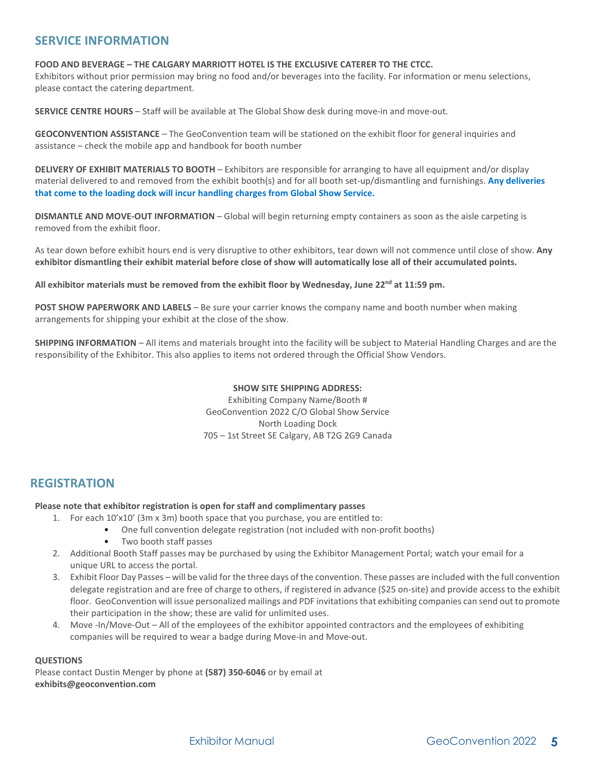## SERVICE INFORMATION

**FOOD AND BEVERAGE – THE CALGARY MARRIOTT HOTEL IS THE EXCLUSIVE CATERER TO THE CTCC.**
Exhibitors without prior permission may bring no food and/or beverages into the facility. For information or menu selections, please contact the catering department.

**SERVICE CENTRE HOURS** – Staff will be available at The Global Show desk during move-in and move-out.

**GEOCONVENTION ASSISTANCE** – The GeoConvention team will be stationed on the exhibit floor for general inquiries and assistance – check the mobile app and handbook for booth number

**DELIVERY OF EXHIBIT MATERIALS TO BOOTH** – Exhibitors are responsible for arranging to have all equipment and/or display material delivered to and removed from the exhibit booth(s) and for all booth set-up/dismantling and furnishings. **Any deliveries that come to the loading dock will incur handling charges from Global Show Service.**

**DISMANTLE AND MOVE-OUT INFORMATION** – Global will begin returning empty containers as soon as the aisle carpeting is removed from the exhibit floor.

As tear down before exhibit hours end is very disruptive to other exhibitors, tear down will not commence until close of show. **Any exhibitor dismantling their exhibit material before close of show will automatically lose all of their accumulated points.**

**All exhibitor materials must be removed from the exhibit floor by Wednesday, June 22nd at 11:59 pm.**

**POST SHOW PAPERWORK AND LABELS** – Be sure your carrier knows the company name and booth number when making arrangements for shipping your exhibit at the close of the show.

**SHIPPING INFORMATION** – All items and materials brought into the facility will be subject to Material Handling Charges and are the responsibility of the Exhibitor. This also applies to items not ordered through the Official Show Vendors.

**SHOW SITE SHIPPING ADDRESS:**
Exhibiting Company Name/Booth #
GeoConvention 2022 C/O Global Show Service
North Loading Dock
705 – 1st Street SE Calgary, AB T2G 2G9 Canada

## REGISTRATION

**Please note that exhibitor registration is open for staff and complimentary passes**

1. For each 10'x10' (3m x 3m) booth space that you purchase, you are entitled to:
   - One full convention delegate registration (not included with non-profit booths)
   - Two booth staff passes
2. Additional Booth Staff passes may be purchased by using the Exhibitor Management Portal; watch your email for a unique URL to access the portal.
3. Exhibit Floor Day Passes – will be valid for the three days of the convention. These passes are included with the full convention delegate registration and are free of charge to others, if registered in advance ($25 on-site) and provide access to the exhibit floor. GeoConvention will issue personalized mailings and PDF invitations that exhibiting companies can send out to promote their participation in the show; these are valid for unlimited uses.
4. Move -In/Move-Out – All of the employees of the exhibitor appointed contractors and the employees of exhibiting companies will be required to wear a badge during Move-in and Move-out.

**QUESTIONS**
Please contact Dustin Menger by phone at **(587) 350-6046** or by email at **exhibits@geoconvention.com**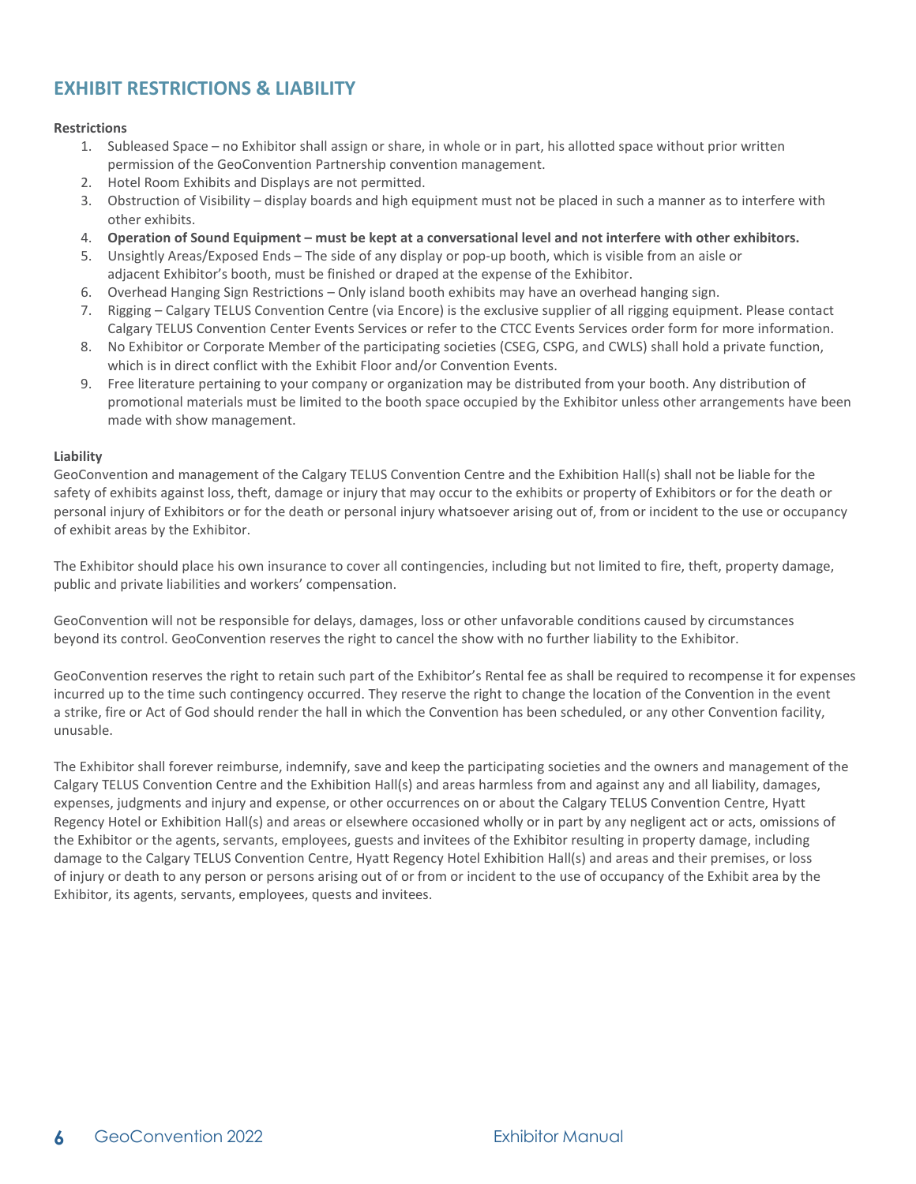## EXHIBIT RESTRICTIONS & LIABILITY

**Restrictions**

1. Subleased Space – no Exhibitor shall assign or share, in whole or in part, his allotted space without prior written permission of the GeoConvention Partnership convention management.
2. Hotel Room Exhibits and Displays are not permitted.
3. Obstruction of Visibility – display boards and high equipment must not be placed in such a manner as to interfere with other exhibits.
4. **Operation of Sound Equipment – must be kept at a conversational level and not interfere with other exhibitors.**
5. Unsightly Areas/Exposed Ends – The side of any display or pop-up booth, which is visible from an aisle or adjacent Exhibitor's booth, must be finished or draped at the expense of the Exhibitor.
6. Overhead Hanging Sign Restrictions – Only island booth exhibits may have an overhead hanging sign.
7. Rigging – Calgary TELUS Convention Centre (via Encore) is the exclusive supplier of all rigging equipment. Please contact Calgary TELUS Convention Center Events Services or refer to the CTCC Events Services order form for more information.
8. No Exhibitor or Corporate Member of the participating societies (CSEG, CSPG, and CWLS) shall hold a private function, which is in direct conflict with the Exhibit Floor and/or Convention Events.
9. Free literature pertaining to your company or organization may be distributed from your booth. Any distribution of promotional materials must be limited to the booth space occupied by the Exhibitor unless other arrangements have been made with show management.

**Liability**

GeoConvention and management of the Calgary TELUS Convention Centre and the Exhibition Hall(s) shall not be liable for the safety of exhibits against loss, theft, damage or injury that may occur to the exhibits or property of Exhibitors or for the death or personal injury of Exhibitors or for the death or personal injury whatsoever arising out of, from or incident to the use or occupancy of exhibit areas by the Exhibitor.

The Exhibitor should place his own insurance to cover all contingencies, including but not limited to fire, theft, property damage, public and private liabilities and workers' compensation.

GeoConvention will not be responsible for delays, damages, loss or other unfavorable conditions caused by circumstances beyond its control. GeoConvention reserves the right to cancel the show with no further liability to the Exhibitor.

GeoConvention reserves the right to retain such part of the Exhibitor's Rental fee as shall be required to recompense it for expenses incurred up to the time such contingency occurred. They reserve the right to change the location of the Convention in the event a strike, fire or Act of God should render the hall in which the Convention has been scheduled, or any other Convention facility, unusable.

The Exhibitor shall forever reimburse, indemnify, save and keep the participating societies and the owners and management of the Calgary TELUS Convention Centre and the Exhibition Hall(s) and areas harmless from and against any and all liability, damages, expenses, judgments and injury and expense, or other occurrences on or about the Calgary TELUS Convention Centre, Hyatt Regency Hotel or Exhibition Hall(s) and areas or elsewhere occasioned wholly or in part by any negligent act or acts, omissions of the Exhibitor or the agents, servants, employees, guests and invitees of the Exhibitor resulting in property damage, including damage to the Calgary TELUS Convention Centre, Hyatt Regency Hotel Exhibition Hall(s) and areas and their premises, or loss of injury or death to any person or persons arising out of or from or incident to the use of occupancy of the Exhibit area by the Exhibitor, its agents, servants, employees, quests and invitees.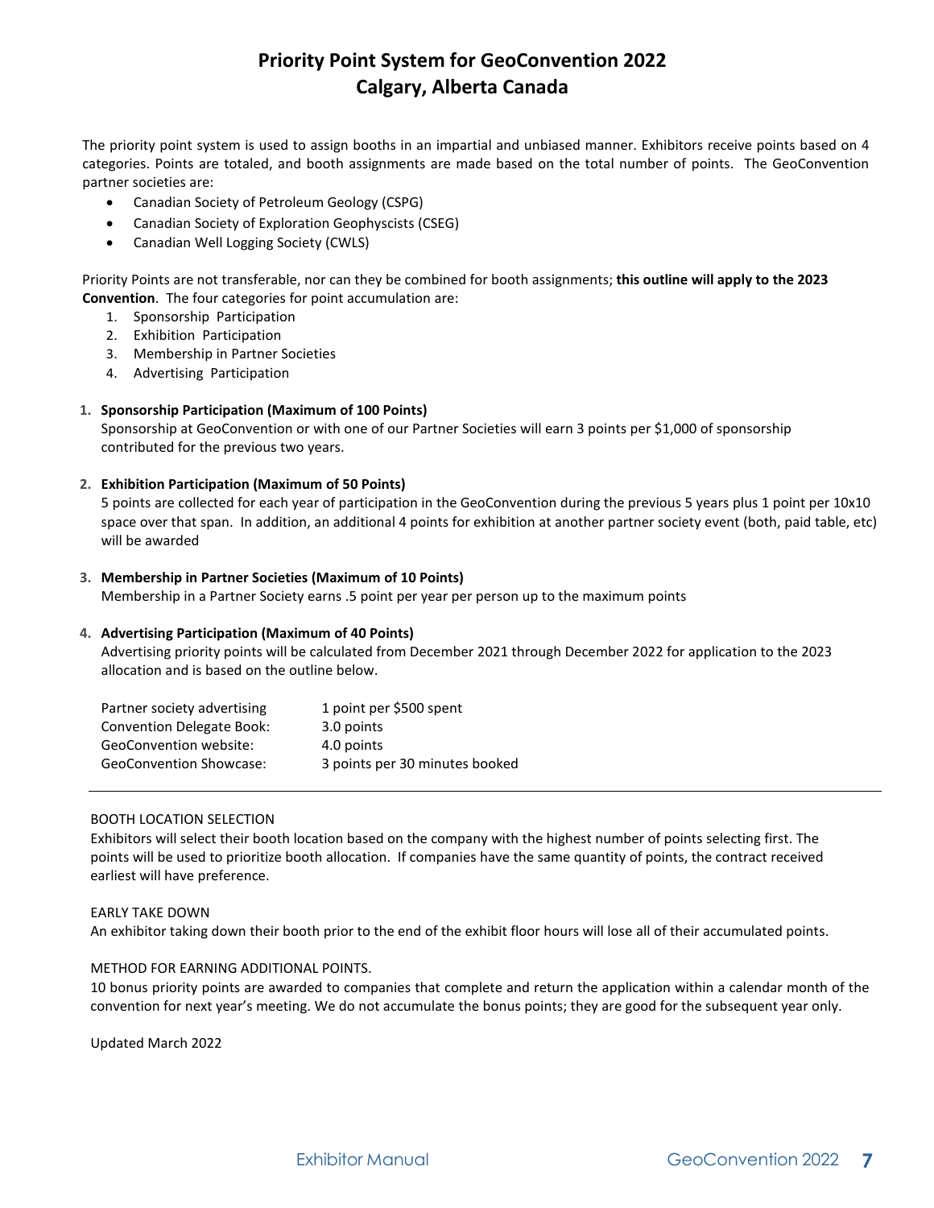# Priority Point System for GeoConvention 2022
# Calgary, Alberta Canada

The priority point system is used to assign booths in an impartial and unbiased manner. Exhibitors receive points based on 4 categories. Points are totaled, and booth assignments are made based on the total number of points. The GeoConvention partner societies are:

- Canadian Society of Petroleum Geology (CSPG)
- Canadian Society of Exploration Geophyscists (CSEG)
- Canadian Well Logging Society (CWLS)

Priority Points are not transferable, nor can they be combined for booth assignments; **this outline will apply to the 2023 Convention**. The four categories for point accumulation are:

1. Sponsorship Participation
2. Exhibition Participation
3. Membership in Partner Societies
4. Advertising Participation

**1. Sponsorship Participation (Maximum of 100 Points)**

Sponsorship at GeoConvention or with one of our Partner Societies will earn 3 points per $1,000 of sponsorship contributed for the previous two years.

**2. Exhibition Participation (Maximum of 50 Points)**

5 points are collected for each year of participation in the GeoConvention during the previous 5 years plus 1 point per 10x10 space over that span. In addition, an additional 4 points for exhibition at another partner society event (both, paid table, etc) will be awarded

**3. Membership in Partner Societies (Maximum of 10 Points)**

Membership in a Partner Society earns .5 point per year per person up to the maximum points

**4. Advertising Participation (Maximum of 40 Points)**

Advertising priority points will be calculated from December 2021 through December 2022 for application to the 2023 allocation and is based on the outline below.

| | |
|---|---|
| Partner society advertising | 1 point per $500 spent |
| Convention Delegate Book: | 3.0 points |
| GeoConvention website: | 4.0 points |
| GeoConvention Showcase: | 3 points per 30 minutes booked |

---

BOOTH LOCATION SELECTION

Exhibitors will select their booth location based on the company with the highest number of points selecting first. The points will be used to prioritize booth allocation. If companies have the same quantity of points, the contract received earliest will have preference.

EARLY TAKE DOWN

An exhibitor taking down their booth prior to the end of the exhibit floor hours will lose all of their accumulated points.

METHOD FOR EARNING ADDITIONAL POINTS.

10 bonus priority points are awarded to companies that complete and return the application within a calendar month of the convention for next year's meeting. We do not accumulate the bonus points; they are good for the subsequent year only.

Updated March 2022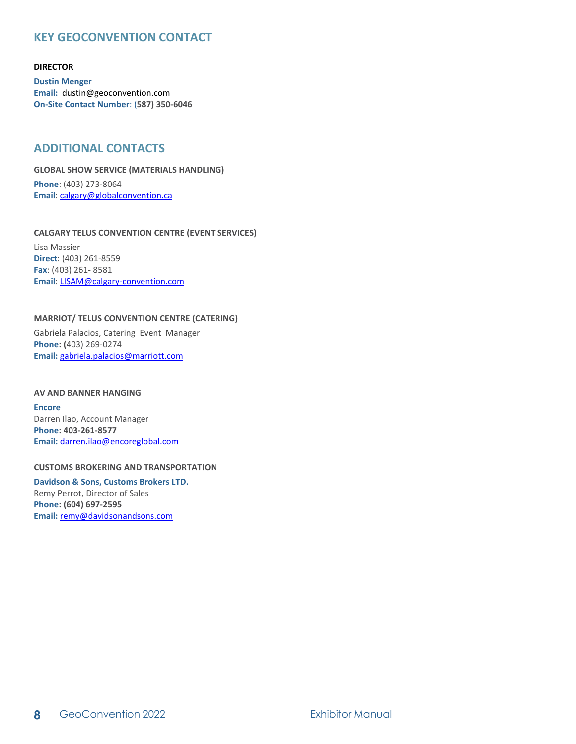## KEY GEOCONVENTION CONTACT

**DIRECTOR**

**Dustin Menger**
**Email:** dustin@geoconvention.com
**On-Site Contact Number**: (**587) 350-6046**

## ADDITIONAL CONTACTS

**GLOBAL SHOW SERVICE (MATERIALS HANDLING)**

**Phone**: (403) 273-8064
**Email**: calgary@globalconvention.ca

**CALGARY TELUS CONVENTION CENTRE (EVENT SERVICES)**

Lisa Massier
**Direct**: (403) 261-8559
**Fax**: (403) 261- 8581
**Email**: LISAM@calgary-convention.com

**MARRIOT/ TELUS CONVENTION CENTRE (CATERING)**

Gabriela Palacios, Catering Event Manager
**Phone: (**403) 269-0274
**Email:** gabriela.palacios@marriott.com

**AV AND BANNER HANGING**

**Encore**
Darren Ilao, Account Manager
**Phone: 403-261-8577**
**Email:** darren.ilao@encoreglobal.com

**CUSTOMS BROKERING AND TRANSPORTATION**

**Davidson & Sons, Customs Brokers LTD.**
Remy Perrot, Director of Sales
**Phone: (604) 697-2595**
**Email:** remy@davidsonandsons.com